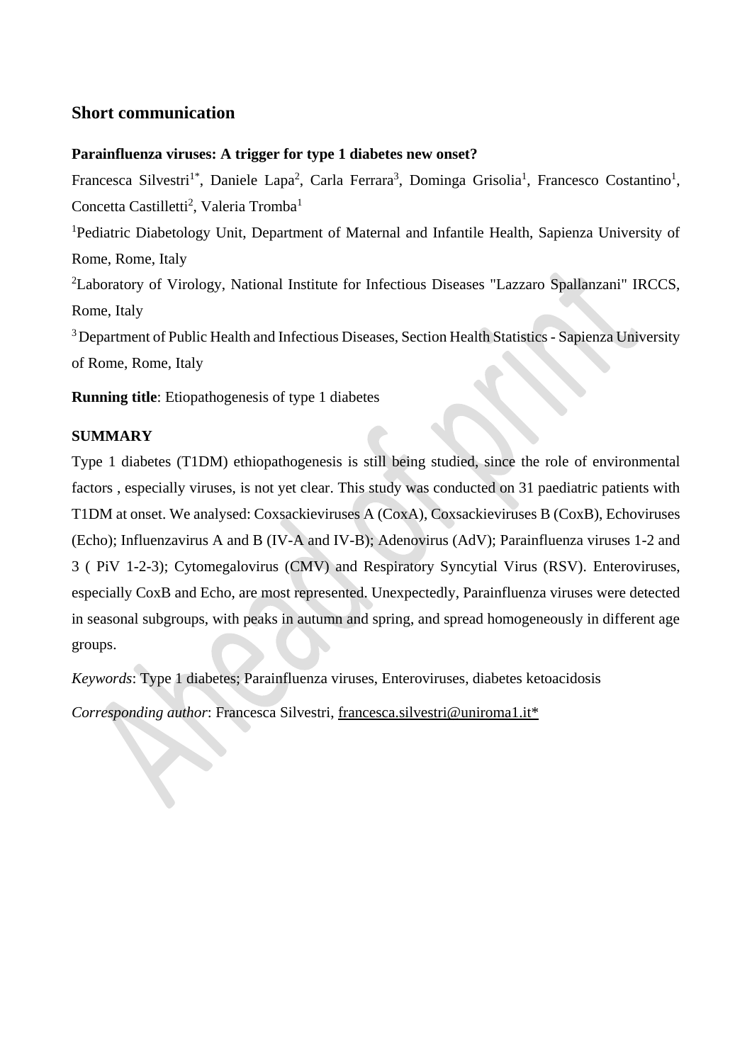## Short communication

**Parainfluenza viruses: A trigger for type 1 diabetes new onset?**

Francesca Silvestri[1*], Daniele Lapa[2], Carla Ferrara[3], Dominga Grisolia[1], Francesco Costantino[1], Concetta Castilletti[2], Valeria Tromba[1]

[1]Pediatric Diabetology Unit, Department of Maternal and Infantile Health, Sapienza University of Rome, Rome, Italy

[2]Laboratory of Virology, National Institute for Infectious Diseases "Lazzaro Spallanzani" IRCCS, Rome, Italy

[3]Department of Public Health and Infectious Diseases, Section Health Statistics - Sapienza University of Rome, Rome, Italy

**Running title**: Etiopathogenesis of type 1 diabetes

**SUMMARY**

Type 1 diabetes (T1DM) ethiopathogenesis is still being studied, since the role of environmental factors , especially viruses, is not yet clear. This study was conducted on 31 paediatric patients with T1DM at onset. We analysed: Coxsackieviruses A (CoxA), Coxsackieviruses B (CoxB), Echoviruses (Echo); Influenzavirus A and B (IV-A and IV-B); Adenovirus (AdV); Parainfluenza viruses 1-2 and 3 ( PiV 1-2-3); Cytomegalovirus (CMV) and Respiratory Syncytial Virus (RSV). Enteroviruses, especially CoxB and Echo, are most represented. Unexpectedly, Parainfluenza viruses were detected in seasonal subgroups, with peaks in autumn and spring, and spread homogeneously in different age groups.

*Keywords*: Type 1 diabetes; Parainfluenza viruses, Enteroviruses, diabetes ketoacidosis

*Corresponding author*: Francesca Silvestri, francesca.silvestri@uniroma1.it*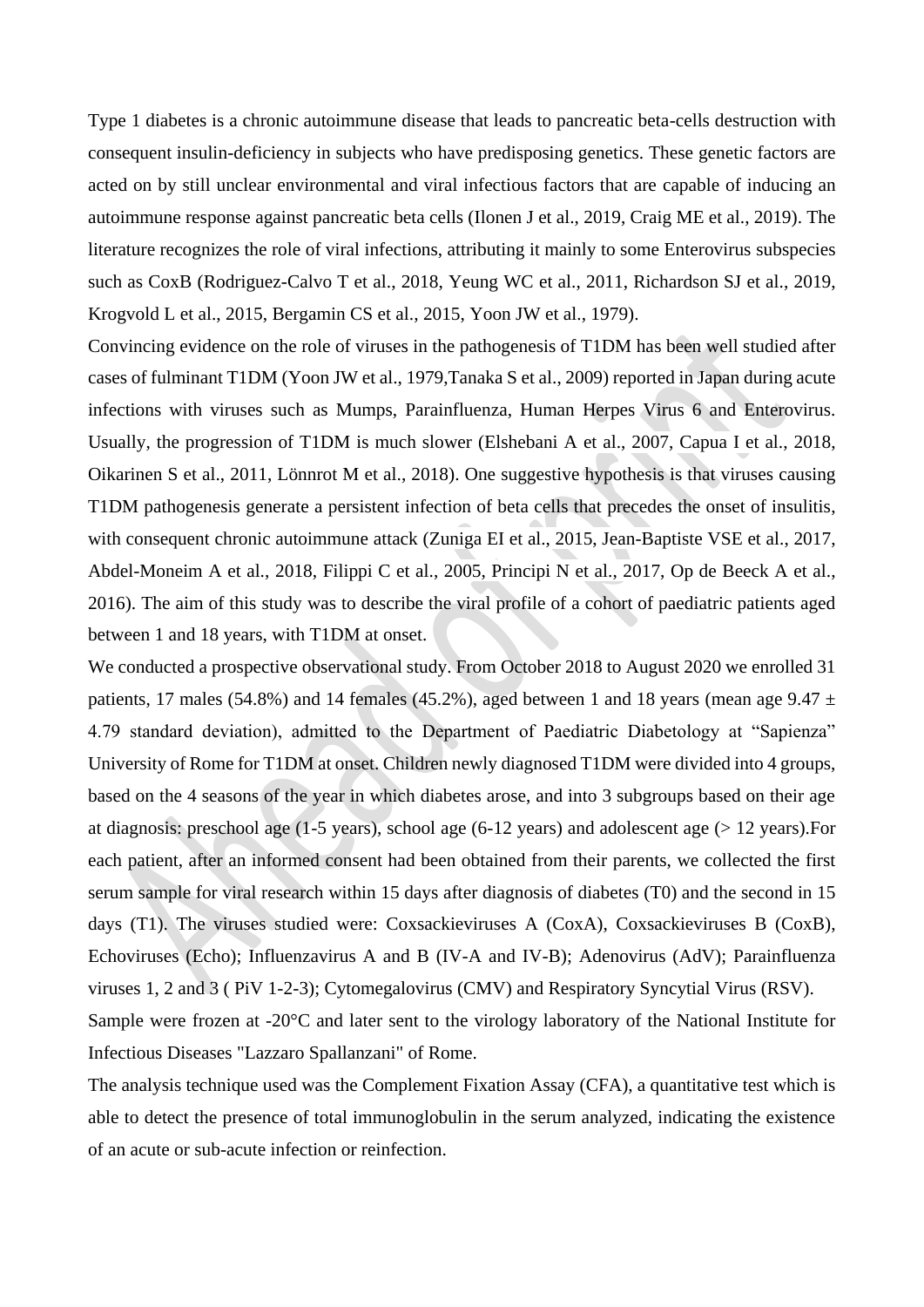Type 1 diabetes is a chronic autoimmune disease that leads to pancreatic beta-cells destruction with consequent insulin-deficiency in subjects who have predisposing genetics. These genetic factors are acted on by still unclear environmental and viral infectious factors that are capable of inducing an autoimmune response against pancreatic beta cells (Ilonen J et al., 2019, Craig ME et al., 2019). The literature recognizes the role of viral infections, attributing it mainly to some Enterovirus subspecies such as CoxB (Rodriguez-Calvo T et al., 2018, Yeung WC et al., 2011, Richardson SJ et al., 2019, Krogvold L et al., 2015, Bergamin CS et al., 2015, Yoon JW et al., 1979).

Convincing evidence on the role of viruses in the pathogenesis of T1DM has been well studied after cases of fulminant T1DM (Yoon JW et al., 1979,Tanaka S et al., 2009) reported in Japan during acute infections with viruses such as Mumps, Parainfluenza, Human Herpes Virus 6 and Enterovirus. Usually, the progression of T1DM is much slower (Elshebani A et al., 2007, Capua I et al., 2018, Oikarinen S et al., 2011, Lönnrot M et al., 2018). One suggestive hypothesis is that viruses causing T1DM pathogenesis generate a persistent infection of beta cells that precedes the onset of insulitis, with consequent chronic autoimmune attack (Zuniga EI et al., 2015, Jean-Baptiste VSE et al., 2017, Abdel-Moneim A et al., 2018, Filippi C et al., 2005, Principi N et al., 2017, Op de Beeck A et al., 2016). The aim of this study was to describe the viral profile of a cohort of paediatric patients aged between 1 and 18 years, with T1DM at onset.

We conducted a prospective observational study. From October 2018 to August 2020 we enrolled 31 patients, 17 males (54.8%) and 14 females (45.2%), aged between 1 and 18 years (mean age 9.47 ± 4.79 standard deviation), admitted to the Department of Paediatric Diabetology at "Sapienza" University of Rome for T1DM at onset. Children newly diagnosed T1DM were divided into 4 groups, based on the 4 seasons of the year in which diabetes arose, and into 3 subgroups based on their age at diagnosis: preschool age (1-5 years), school age (6-12 years) and adolescent age (> 12 years).For each patient, after an informed consent had been obtained from their parents, we collected the first serum sample for viral research within 15 days after diagnosis of diabetes (T0) and the second in 15 days (T1). The viruses studied were: Coxsackieviruses A (CoxA), Coxsackieviruses B (CoxB), Echoviruses (Echo); Influenzavirus A and B (IV-A and IV-B); Adenovirus (AdV); Parainfluenza viruses 1, 2 and 3 ( PiV 1-2-3); Cytomegalovirus (CMV) and Respiratory Syncytial Virus (RSV).

Sample were frozen at -20°C and later sent to the virology laboratory of the National Institute for Infectious Diseases "Lazzaro Spallanzani" of Rome.

The analysis technique used was the Complement Fixation Assay (CFA), a quantitative test which is able to detect the presence of total immunoglobulin in the serum analyzed, indicating the existence of an acute or sub-acute infection or reinfection.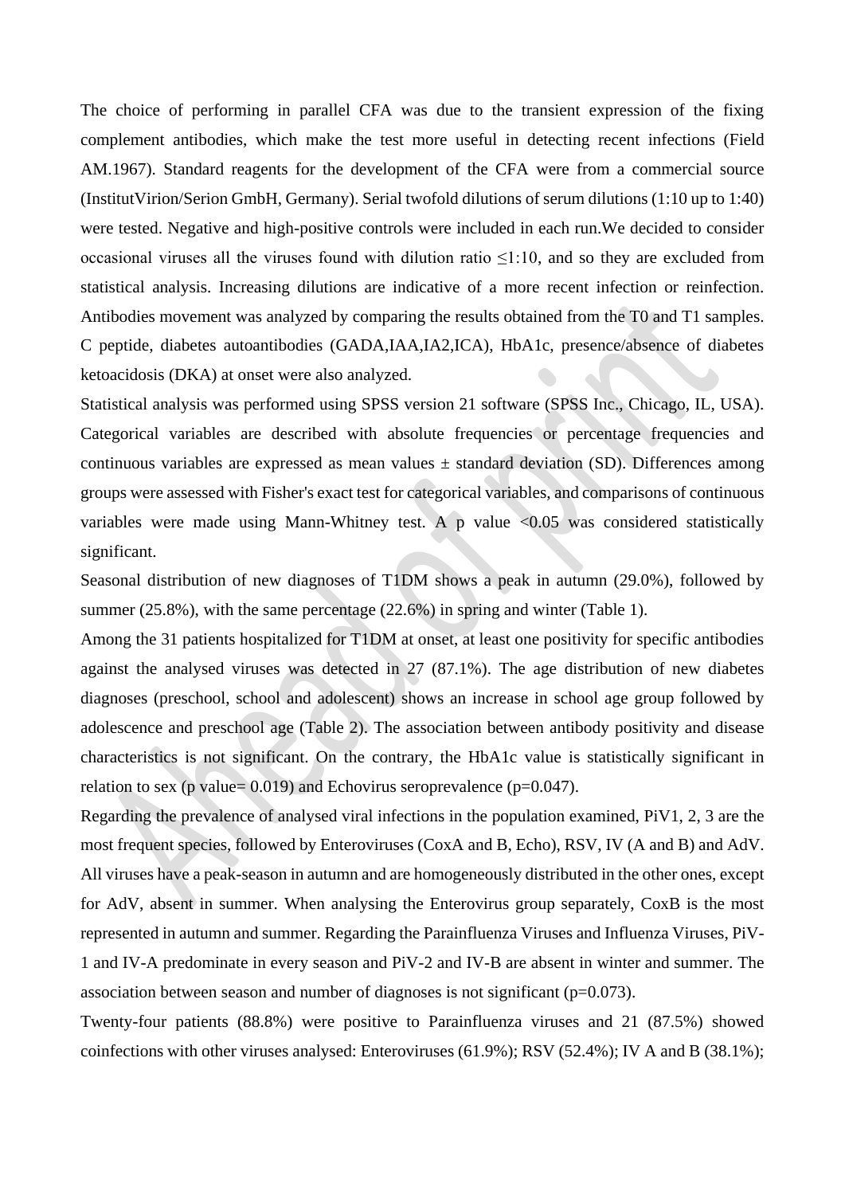The choice of performing in parallel CFA was due to the transient expression of the fixing complement antibodies, which make the test more useful in detecting recent infections (Field AM.1967). Standard reagents for the development of the CFA were from a commercial source (InstitutVirion/Serion GmbH, Germany). Serial twofold dilutions of serum dilutions (1:10 up to 1:40) were tested. Negative and high-positive controls were included in each run.We decided to consider occasional viruses all the viruses found with dilution ratio ≤1:10, and so they are excluded from statistical analysis. Increasing dilutions are indicative of a more recent infection or reinfection. Antibodies movement was analyzed by comparing the results obtained from the T0 and T1 samples. C peptide, diabetes autoantibodies (GADA,IAA,IA2,ICA), HbA1c, presence/absence of diabetes ketoacidosis (DKA) at onset were also analyzed.

Statistical analysis was performed using SPSS version 21 software (SPSS Inc., Chicago, IL, USA). Categorical variables are described with absolute frequencies or percentage frequencies and continuous variables are expressed as mean values ± standard deviation (SD). Differences among groups were assessed with Fisher's exact test for categorical variables, and comparisons of continuous variables were made using Mann-Whitney test. A p value <0.05 was considered statistically significant.

Seasonal distribution of new diagnoses of T1DM shows a peak in autumn (29.0%), followed by summer (25.8%), with the same percentage (22.6%) in spring and winter (Table 1).

Among the 31 patients hospitalized for T1DM at onset, at least one positivity for specific antibodies against the analysed viruses was detected in 27 (87.1%). The age distribution of new diabetes diagnoses (preschool, school and adolescent) shows an increase in school age group followed by adolescence and preschool age (Table 2). The association between antibody positivity and disease characteristics is not significant. On the contrary, the HbA1c value is statistically significant in relation to sex (p value= 0.019) and Echovirus seroprevalence (p=0.047).

Regarding the prevalence of analysed viral infections in the population examined, PiV1, 2, 3 are the most frequent species, followed by Enteroviruses (CoxA and B, Echo), RSV, IV (A and B) and AdV. All viruses have a peak-season in autumn and are homogeneously distributed in the other ones, except for AdV, absent in summer. When analysing the Enterovirus group separately, CoxB is the most represented in autumn and summer. Regarding the Parainfluenza Viruses and Influenza Viruses, PiV-1 and IV-A predominate in every season and PiV-2 and IV-B are absent in winter and summer. The association between season and number of diagnoses is not significant (p=0.073).

Twenty-four patients (88.8%) were positive to Parainfluenza viruses and 21 (87.5%) showed coinfections with other viruses analysed: Enteroviruses (61.9%); RSV (52.4%); IV A and B (38.1%);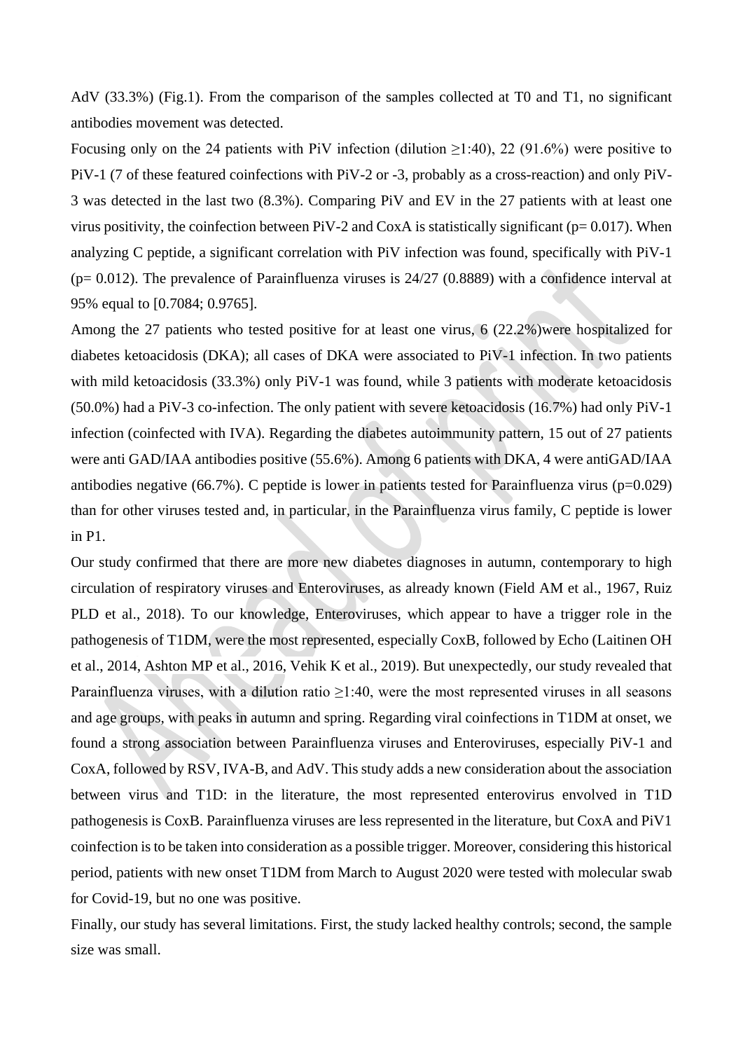AdV (33.3%) (Fig.1). From the comparison of the samples collected at T0 and T1, no significant antibodies movement was detected.

Focusing only on the 24 patients with PiV infection (dilution ≥1:40), 22 (91.6%) were positive to PiV-1 (7 of these featured coinfections with PiV-2 or -3, probably as a cross-reaction) and only PiV-3 was detected in the last two (8.3%). Comparing PiV and EV in the 27 patients with at least one virus positivity, the coinfection between PiV-2 and CoxA is statistically significant ($p = 0.017$). When analyzing C peptide, a significant correlation with PiV infection was found, specifically with PiV-1 ($p = 0.012$). The prevalence of Parainfluenza viruses is 24/27 (0.8889) with a confidence interval at 95% equal to [0.7084; 0.9765].

Among the 27 patients who tested positive for at least one virus, 6 (22.2%)were hospitalized for diabetes ketoacidosis (DKA); all cases of DKA were associated to PiV-1 infection. In two patients with mild ketoacidosis (33.3%) only PiV-1 was found, while 3 patients with moderate ketoacidosis (50.0%) had a PiV-3 co-infection. The only patient with severe ketoacidosis (16.7%) had only PiV-1 infection (coinfected with IVA). Regarding the diabetes autoimmunity pattern, 15 out of 27 patients were anti GAD/IAA antibodies positive (55.6%). Among 6 patients with DKA, 4 were antiGAD/IAA antibodies negative (66.7%). C peptide is lower in patients tested for Parainfluenza virus ($p=0.029$) than for other viruses tested and, in particular, in the Parainfluenza virus family, C peptide is lower in P1.

Our study confirmed that there are more new diabetes diagnoses in autumn, contemporary to high circulation of respiratory viruses and Enteroviruses, as already known (Field AM et al., 1967, Ruiz PLD et al., 2018). To our knowledge, Enteroviruses, which appear to have a trigger role in the pathogenesis of T1DM, were the most represented, especially CoxB, followed by Echo (Laitinen OH et al., 2014, Ashton MP et al., 2016, Vehik K et al., 2019). But unexpectedly, our study revealed that Parainfluenza viruses, with a dilution ratio ≥1:40, were the most represented viruses in all seasons and age groups, with peaks in autumn and spring. Regarding viral coinfections in T1DM at onset, we found a strong association between Parainfluenza viruses and Enteroviruses, especially PiV-1 and CoxA, followed by RSV, IVA-B, and AdV. This study adds a new consideration about the association between virus and T1D: in the literature, the most represented enterovirus envolved in T1D pathogenesis is CoxB. Parainfluenza viruses are less represented in the literature, but CoxA and PiV1 coinfection is to be taken into consideration as a possible trigger. Moreover, considering this historical period, patients with new onset T1DM from March to August 2020 were tested with molecular swab for Covid-19, but no one was positive.

Finally, our study has several limitations. First, the study lacked healthy controls; second, the sample size was small.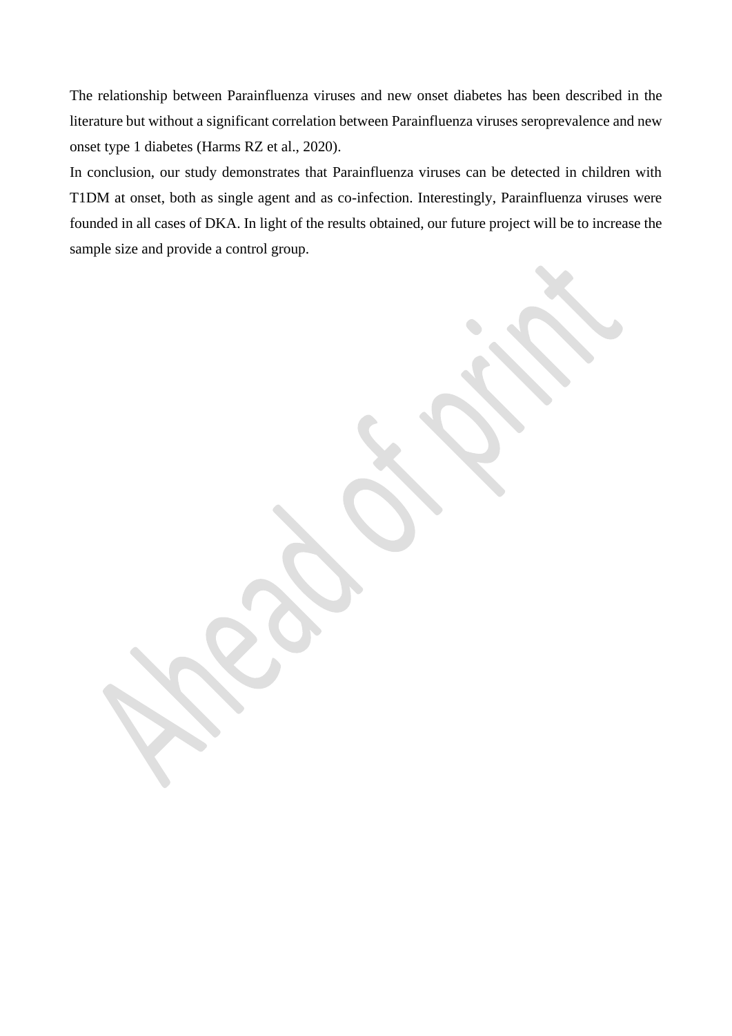The relationship between Parainfluenza viruses and new onset diabetes has been described in the literature but without a significant correlation between Parainfluenza viruses seroprevalence and new onset type 1 diabetes (Harms RZ et al., 2020).

In conclusion, our study demonstrates that Parainfluenza viruses can be detected in children with T1DM at onset, both as single agent and as co-infection. Interestingly, Parainfluenza viruses were founded in all cases of DKA. In light of the results obtained, our future project will be to increase the sample size and provide a control group.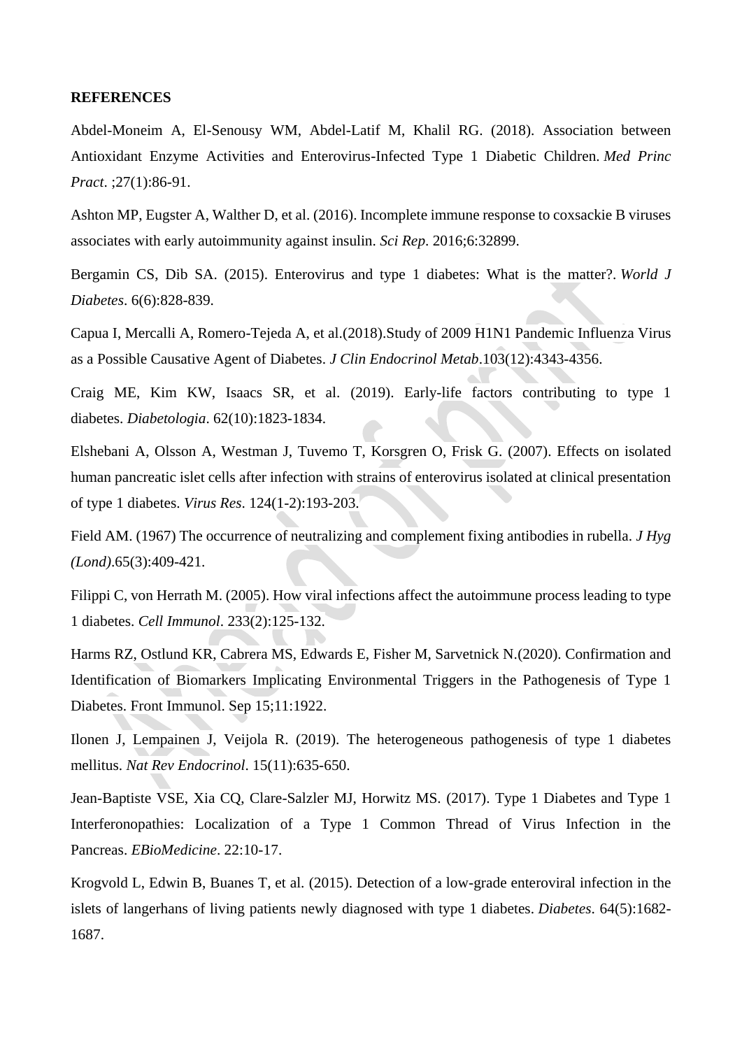**REFERENCES**

Abdel-Moneim A, El-Senousy WM, Abdel-Latif M, Khalil RG. (2018). Association between Antioxidant Enzyme Activities and Enterovirus-Infected Type 1 Diabetic Children. *Med Princ Pract*. ;27(1):86-91.

Ashton MP, Eugster A, Walther D, et al. (2016). Incomplete immune response to coxsackie B viruses associates with early autoimmunity against insulin. *Sci Rep*. 2016;6:32899.

Bergamin CS, Dib SA. (2015). Enterovirus and type 1 diabetes: What is the matter?. *World J Diabetes*. 6(6):828-839.

Capua I, Mercalli A, Romero-Tejeda A, et al.(2018).Study of 2009 H1N1 Pandemic Influenza Virus as a Possible Causative Agent of Diabetes. *J Clin Endocrinol Metab*.103(12):4343-4356.

Craig ME, Kim KW, Isaacs SR, et al. (2019). Early-life factors contributing to type 1 diabetes. *Diabetologia*. 62(10):1823-1834.

Elshebani A, Olsson A, Westman J, Tuvemo T, Korsgren O, Frisk G. (2007). Effects on isolated human pancreatic islet cells after infection with strains of enterovirus isolated at clinical presentation of type 1 diabetes. *Virus Res*. 124(1-2):193-203.

Field AM. (1967) The occurrence of neutralizing and complement fixing antibodies in rubella. *J Hyg (Lond)*.65(3):409-421.

Filippi C, von Herrath M. (2005). How viral infections affect the autoimmune process leading to type 1 diabetes. *Cell Immunol*. 233(2):125-132.

Harms RZ, Ostlund KR, Cabrera MS, Edwards E, Fisher M, Sarvetnick N.(2020). Confirmation and Identification of Biomarkers Implicating Environmental Triggers in the Pathogenesis of Type 1 Diabetes. Front Immunol. Sep 15;11:1922.

Ilonen J, Lempainen J, Veijola R. (2019). The heterogeneous pathogenesis of type 1 diabetes mellitus. *Nat Rev Endocrinol*. 15(11):635-650.

Jean-Baptiste VSE, Xia CQ, Clare-Salzler MJ, Horwitz MS. (2017). Type 1 Diabetes and Type 1 Interferonopathies: Localization of a Type 1 Common Thread of Virus Infection in the Pancreas. *EBioMedicine*. 22:10-17.

Krogvold L, Edwin B, Buanes T, et al. (2015). Detection of a low-grade enteroviral infection in the islets of langerhans of living patients newly diagnosed with type 1 diabetes. *Diabetes*. 64(5):1682-1687.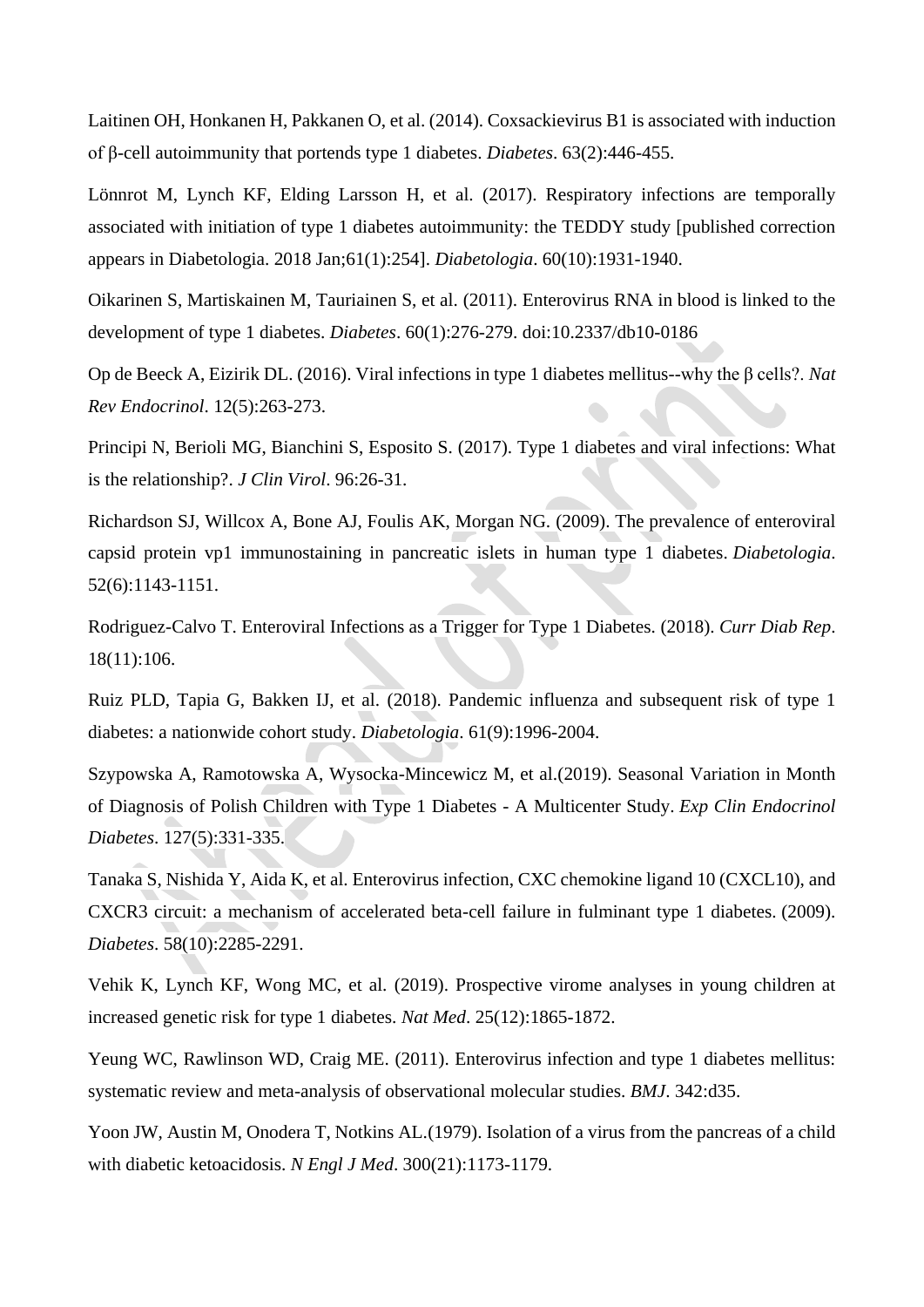Laitinen OH, Honkanen H, Pakkanen O, et al. (2014). Coxsackievirus B1 is associated with induction of β-cell autoimmunity that portends type 1 diabetes. *Diabetes*. 63(2):446-455.

Lönnrot M, Lynch KF, Elding Larsson H, et al. (2017). Respiratory infections are temporally associated with initiation of type 1 diabetes autoimmunity: the TEDDY study [published correction appears in Diabetologia. 2018 Jan;61(1):254]. *Diabetologia*. 60(10):1931-1940.

Oikarinen S, Martiskainen M, Tauriainen S, et al. (2011). Enterovirus RNA in blood is linked to the development of type 1 diabetes. *Diabetes*. 60(1):276-279. doi:10.2337/db10-0186

Op de Beeck A, Eizirik DL. (2016). Viral infections in type 1 diabetes mellitus--why the β cells?. *Nat Rev Endocrinol*. 12(5):263-273.

Principi N, Berioli MG, Bianchini S, Esposito S. (2017). Type 1 diabetes and viral infections: What is the relationship?. *J Clin Virol*. 96:26-31.

Richardson SJ, Willcox A, Bone AJ, Foulis AK, Morgan NG. (2009). The prevalence of enteroviral capsid protein vp1 immunostaining in pancreatic islets in human type 1 diabetes. *Diabetologia*. 52(6):1143-1151.

Rodriguez-Calvo T. Enteroviral Infections as a Trigger for Type 1 Diabetes. (2018). *Curr Diab Rep*. 18(11):106.

Ruiz PLD, Tapia G, Bakken IJ, et al. (2018). Pandemic influenza and subsequent risk of type 1 diabetes: a nationwide cohort study. *Diabetologia*. 61(9):1996-2004.

Szypowska A, Ramotowska A, Wysocka-Mincewicz M, et al.(2019). Seasonal Variation in Month of Diagnosis of Polish Children with Type 1 Diabetes - A Multicenter Study. *Exp Clin Endocrinol Diabetes*. 127(5):331-335.

Tanaka S, Nishida Y, Aida K, et al. Enterovirus infection, CXC chemokine ligand 10 (CXCL10), and CXCR3 circuit: a mechanism of accelerated beta-cell failure in fulminant type 1 diabetes. (2009). *Diabetes*. 58(10):2285-2291.

Vehik K, Lynch KF, Wong MC, et al. (2019). Prospective virome analyses in young children at increased genetic risk for type 1 diabetes. *Nat Med*. 25(12):1865-1872.

Yeung WC, Rawlinson WD, Craig ME. (2011). Enterovirus infection and type 1 diabetes mellitus: systematic review and meta-analysis of observational molecular studies. *BMJ*. 342:d35.

Yoon JW, Austin M, Onodera T, Notkins AL.(1979). Isolation of a virus from the pancreas of a child with diabetic ketoacidosis. *N Engl J Med*. 300(21):1173-1179.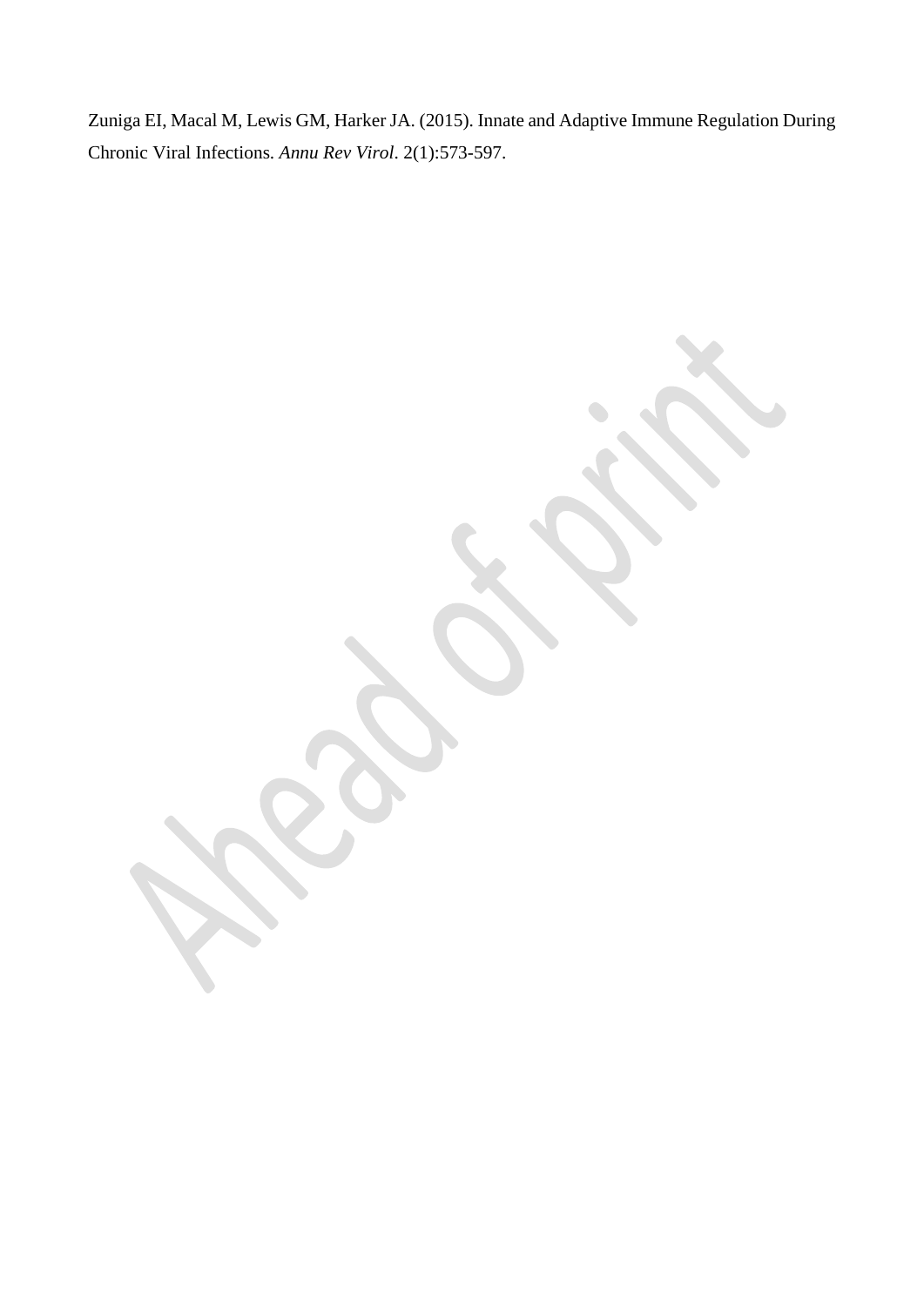Zuniga EI, Macal M, Lewis GM, Harker JA. (2015). Innate and Adaptive Immune Regulation During Chronic Viral Infections. *Annu Rev Virol*. 2(1):573-597.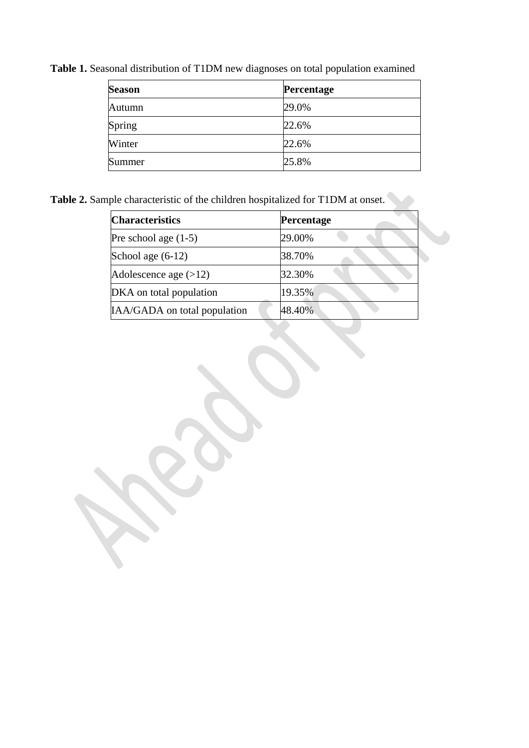**Table 1.** Seasonal distribution of T1DM new diagnoses on total population examined

| Season | Percentage |
| --- | --- |
| Autumn | 29.0% |
| Spring | 22.6% |
| Winter | 22.6% |
| Summer | 25.8% |

**Table 2.** Sample characteristic of the children hospitalized for T1DM at onset.

| Characteristics | Percentage |
| --- | --- |
| Pre school age (1-5) | 29.00% |
| School age (6-12) | 38.70% |
| Adolescence age (>12) | 32.30% |
| DKA on total population | 19.35% |
| IAA/GADA on total population | 48.40% |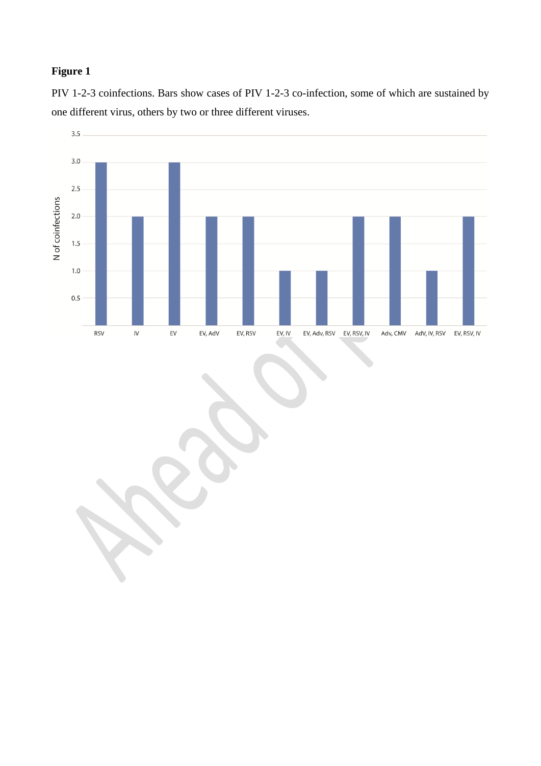**Figure 1**

PIV 1-2-3 coinfections. Bars show cases of PIV 1-2-3 co-infection, some of which are sustained by one different virus, others by two or three different viruses.

N of coinfections

3.5
3.0
2.5
2.0
1.5
1.0
0.5

RSV
IV
EV
EV, AdV
EV, RSV
EV, IV
EV, Adv, RSV
EV, RSV, IV
Adv, CMV
AdV, IV, RSV
EV, RSV, IV